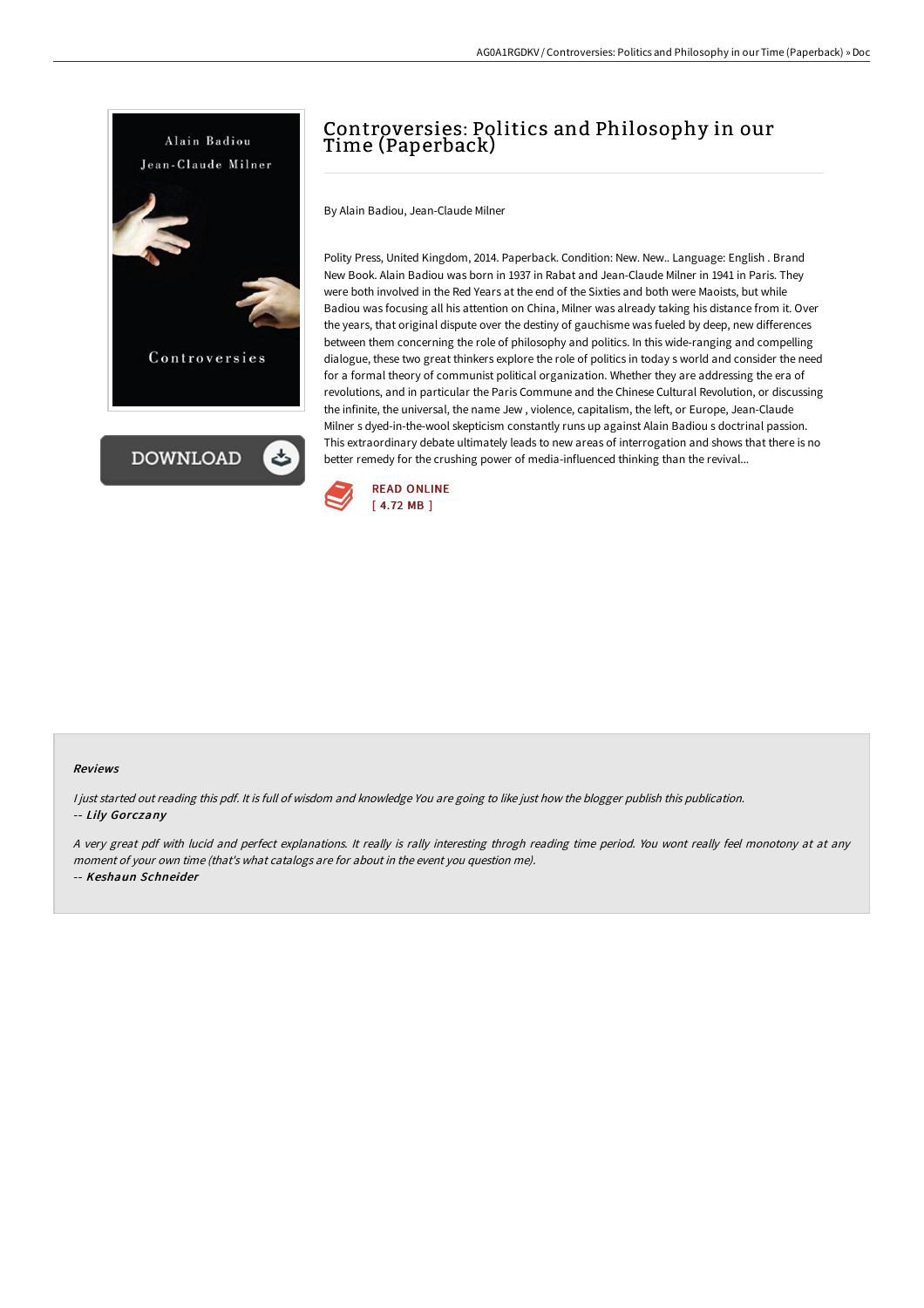# Controversies: Politics and Philosophy in our Time (Paperback)

By Alain Badiou, Jean-Claude Milner

Polity Press, United Kingdom, 2014. Paperback. Condition: New. New.. Language: English . Brand New Book. Alain Badiou was born in 1937 in Rabat and Jean-Claude Milner in 1941 in Paris. They were both involved in the Red Years at the end of the Sixties and both were Maoists, but while Badiou was focusing all his attention on China, Milner was already taking his distance from it. Over the years, that original dispute over the destiny of gauchisme was fueled by deep, new differences between them concerning the role of philosophy and politics. In this wide-ranging and compelling dialogue, these two great thinkers explore the role of politics in today s world and consider the need for a formal theory of communist political organization. Whether they are addressing the era of revolutions, and in particular the Paris Commune and the Chinese Cultural Revolution, or discussing the infinite, the universal, the name Jew , violence, capitalism, the left, or Europe, Jean-Claude Milner s dyed-in-the-wool skepticism constantly runs up against Alain Badiou s doctrinal passion. This extraordinary debate ultimately leads to new areas of interrogation and shows that there is no better remedy for the crushing power of media-influenced thinking than the revival...

READ ONLINE
[ 4.72 MB ]

### Reviews

*I just started out reading this pdf. It is full of wisdom and knowledge You are going to like just how the blogger publish this publication.*
-- ***Lily Gorczany***

*A very great pdf with lucid and perfect explanations. It really is rally interesting throgh reading time period. You wont really feel monotony at at any moment of your own time (that's what catalogs are for about in the event you question me).*
-- ***Keshaun Schneider***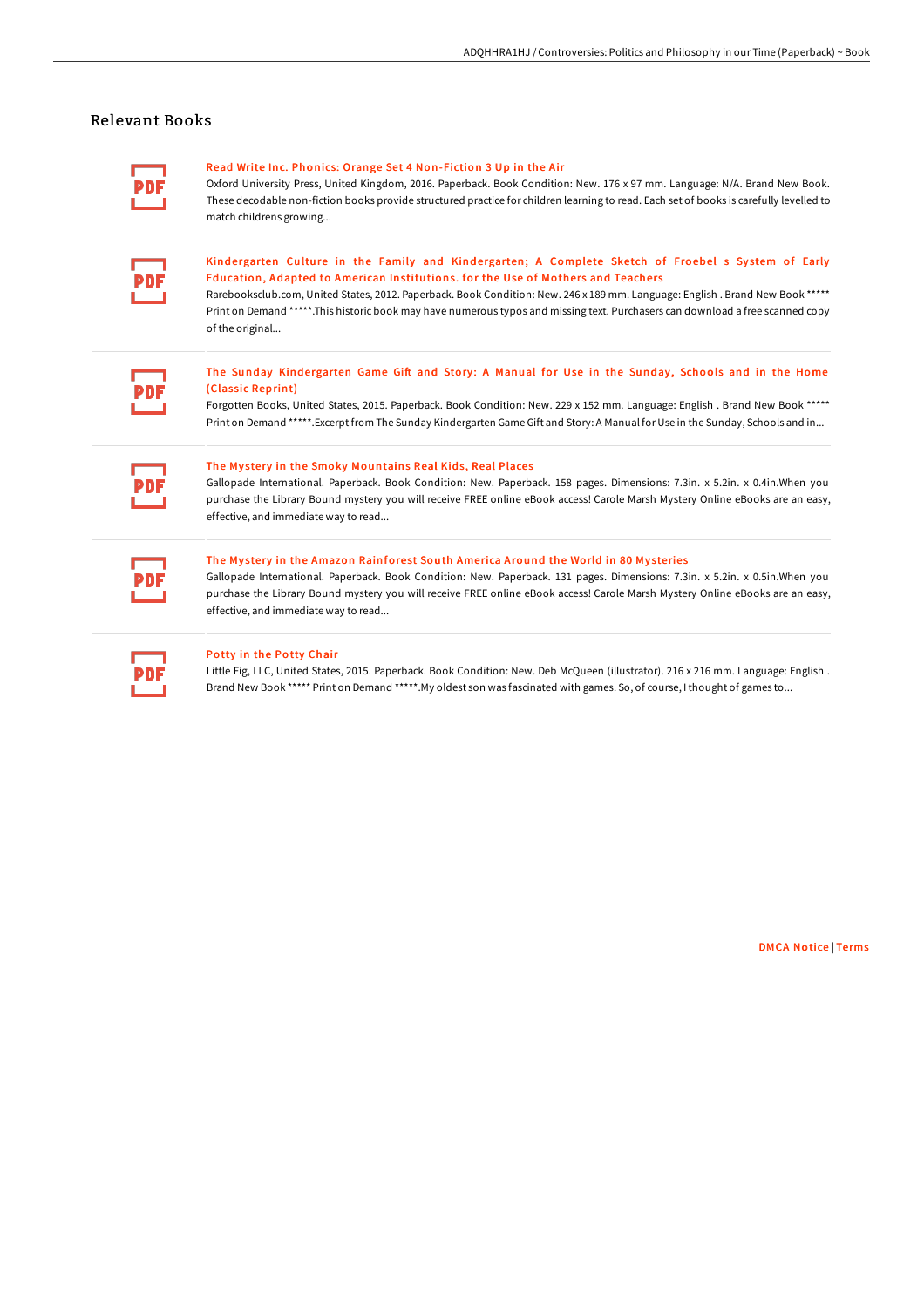## Relevant Books

**Read Write Inc. Phonics: Orange Set 4 Non-Fiction 3 Up in the Air**

Oxford University Press, United Kingdom, 2016. Paperback. Book Condition: New. 176 x 97 mm. Language: N/A. Brand New Book. These decodable non-fiction books provide structured practice for children learning to read. Each set of books is carefully levelled to match childrens growing...

**Kindergarten Culture in the Family and Kindergarten; A Complete Sketch of Froebel s System of Early Education, Adapted to American Institutions. for the Use of Mothers and Teachers**

Rarebooksclub.com, United States, 2012. Paperback. Book Condition: New. 246 x 189 mm. Language: English . Brand New Book ***** Print on Demand *****.This historic book may have numerous typos and missing text. Purchasers can download a free scanned copy of the original...

**The Sunday Kindergarten Game Gift and Story: A Manual for Use in the Sunday, Schools and in the Home (Classic Reprint)**

Forgotten Books, United States, 2015. Paperback. Book Condition: New. 229 x 152 mm. Language: English . Brand New Book ***** Print on Demand *****.Excerpt from The Sunday Kindergarten Game Gift and Story: A Manual for Use in the Sunday, Schools and in...

**The Mystery in the Smoky Mountains Real Kids, Real Places**

Gallopade International. Paperback. Book Condition: New. Paperback. 158 pages. Dimensions: 7.3in. x 5.2in. x 0.4in.When you purchase the Library Bound mystery you will receive FREE online eBook access! Carole Marsh Mystery Online eBooks are an easy, effective, and immediate way to read...

**The Mystery in the Amazon Rainforest South America Around the World in 80 Mysteries**

Gallopade International. Paperback. Book Condition: New. Paperback. 131 pages. Dimensions: 7.3in. x 5.2in. x 0.5in.When you purchase the Library Bound mystery you will receive FREE online eBook access! Carole Marsh Mystery Online eBooks are an easy, effective, and immediate way to read...

**Potty in the Potty Chair**

Little Fig, LLC, United States, 2015. Paperback. Book Condition: New. Deb McQueen (illustrator). 216 x 216 mm. Language: English . Brand New Book ***** Print on Demand *****.My oldest son was fascinated with games. So, of course, I thought of games to...